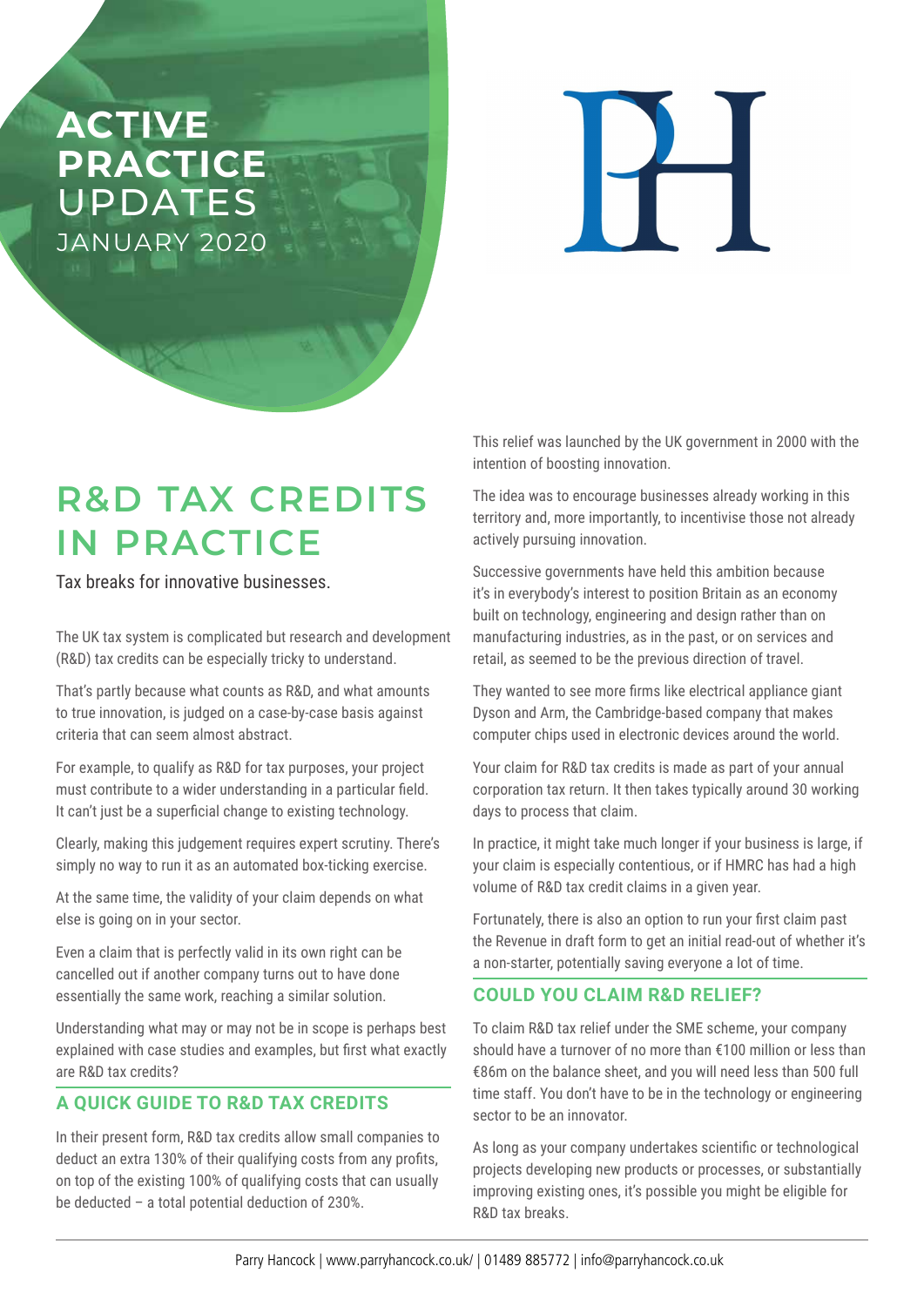# ACTIVE PRACTICE UPDATES

JANUARY 2020

# R&D TAX CREDITS IN PRACTICE

Tax breaks for innovative businesses.

The UK tax system is complicated but research and development (R&D) tax credits can be especially tricky to understand.

That's partly because what counts as R&D, and what amounts to true innovation, is judged on a case-by-case basis against criteria that can seem almost abstract.

For example, to qualify as R&D for tax purposes, your project must contribute to a wider understanding in a particular field. It can't just be a superficial change to existing technology.

Clearly, making this judgement requires expert scrutiny. There's simply no way to run it as an automated box-ticking exercise.

At the same time, the validity of your claim depends on what else is going on in your sector.

Even a claim that is perfectly valid in its own right can be cancelled out if another company turns out to have done essentially the same work, reaching a similar solution.

Understanding what may or may not be in scope is perhaps best explained with case studies and examples, but first what exactly are R&D tax credits?

## A QUICK GUIDE TO R&D TAX CREDITS

In their present form, R&D tax credits allow small companies to deduct an extra 130% of their qualifying costs from any profits, on top of the existing 100% of qualifying costs that can usually be deducted – a total potential deduction of 230%.

This relief was launched by the UK government in 2000 with the intention of boosting innovation.

The idea was to encourage businesses already working in this territory and, more importantly, to incentivise those not already actively pursuing innovation.

Successive governments have held this ambition because it's in everybody's interest to position Britain as an economy built on technology, engineering and design rather than on manufacturing industries, as in the past, or on services and retail, as seemed to be the previous direction of travel.

They wanted to see more firms like electrical appliance giant Dyson and Arm, the Cambridge-based company that makes computer chips used in electronic devices around the world.

Your claim for R&D tax credits is made as part of your annual corporation tax return. It then takes typically around 30 working days to process that claim.

In practice, it might take much longer if your business is large, if your claim is especially contentious, or if HMRC has had a high volume of R&D tax credit claims in a given year.

Fortunately, there is also an option to run your first claim past the Revenue in draft form to get an initial read-out of whether it's a non-starter, potentially saving everyone a lot of time.

## COULD YOU CLAIM R&D RELIEF?

To claim R&D tax relief under the SME scheme, your company should have a turnover of no more than €100 million or less than €86m on the balance sheet, and you will need less than 500 full time staff. You don't have to be in the technology or engineering sector to be an innovator.

As long as your company undertakes scientific or technological projects developing new products or processes, or substantially improving existing ones, it's possible you might be eligible for R&D tax breaks.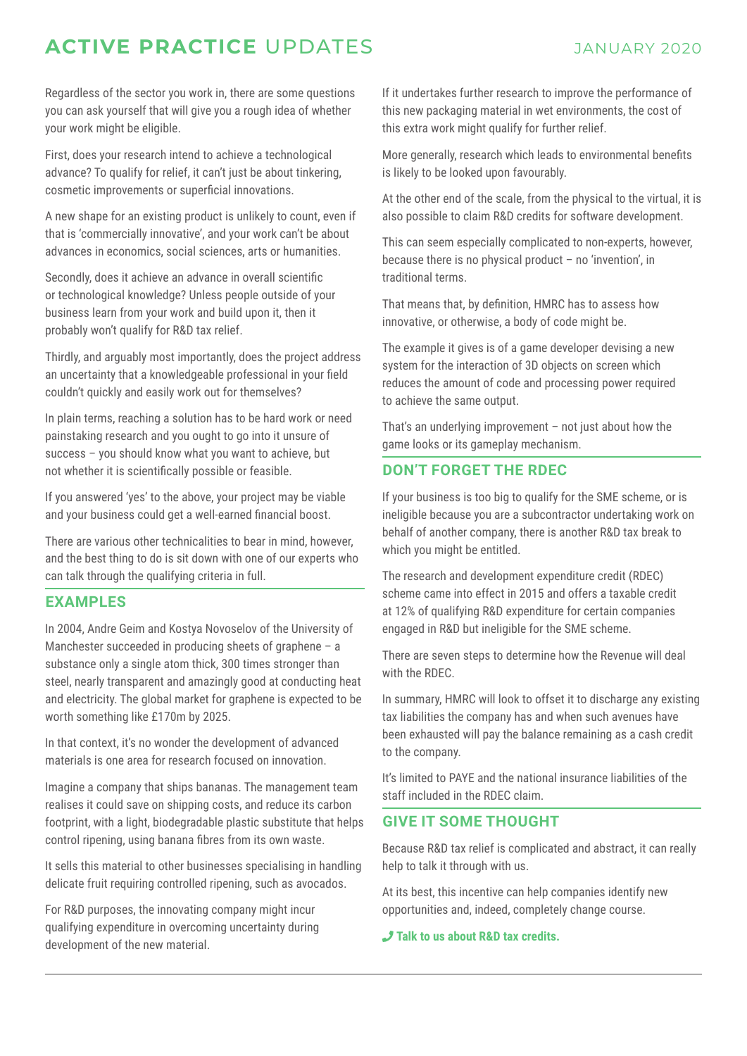Regardless of the sector you work in, there are some questions you can ask yourself that will give you a rough idea of whether your work might be eligible.

First, does your research intend to achieve a technological advance? To qualify for relief, it can't just be about tinkering, cosmetic improvements or superficial innovations.

A new shape for an existing product is unlikely to count, even if that is 'commercially innovative', and your work can't be about advances in economics, social sciences, arts or humanities.

Secondly, does it achieve an advance in overall scientific or technological knowledge? Unless people outside of your business learn from your work and build upon it, then it probably won't qualify for R&D tax relief.

Thirdly, and arguably most importantly, does the project address an uncertainty that a knowledgeable professional in your field couldn't quickly and easily work out for themselves?

In plain terms, reaching a solution has to be hard work or need painstaking research and you ought to go into it unsure of success – you should know what you want to achieve, but not whether it is scientifically possible or feasible.

If you answered 'yes' to the above, your project may be viable and your business could get a well-earned financial boost.

There are various other technicalities to bear in mind, however, and the best thing to do is sit down with one of our experts who can talk through the qualifying criteria in full.

## EXAMPLES

In 2004, Andre Geim and Kostya Novoselov of the University of Manchester succeeded in producing sheets of graphene – a substance only a single atom thick, 300 times stronger than steel, nearly transparent and amazingly good at conducting heat and electricity. The global market for graphene is expected to be worth something like £170m by 2025.

In that context, it's no wonder the development of advanced materials is one area for research focused on innovation.

Imagine a company that ships bananas. The management team realises it could save on shipping costs, and reduce its carbon footprint, with a light, biodegradable plastic substitute that helps control ripening, using banana fibres from its own waste.

It sells this material to other businesses specialising in handling delicate fruit requiring controlled ripening, such as avocados.

For R&D purposes, the innovating company might incur qualifying expenditure in overcoming uncertainty during development of the new material.

If it undertakes further research to improve the performance of this new packaging material in wet environments, the cost of this extra work might qualify for further relief.

More generally, research which leads to environmental benefits is likely to be looked upon favourably.

At the other end of the scale, from the physical to the virtual, it is also possible to claim R&D credits for software development.

This can seem especially complicated to non-experts, however, because there is no physical product – no 'invention', in traditional terms.

That means that, by definition, HMRC has to assess how innovative, or otherwise, a body of code might be.

The example it gives is of a game developer devising a new system for the interaction of 3D objects on screen which reduces the amount of code and processing power required to achieve the same output.

That's an underlying improvement – not just about how the game looks or its gameplay mechanism.

## DON'T FORGET THE RDEC

If your business is too big to qualify for the SME scheme, or is ineligible because you are a subcontractor undertaking work on behalf of another company, there is another R&D tax break to which you might be entitled.

The research and development expenditure credit (RDEC) scheme came into effect in 2015 and offers a taxable credit at 12% of qualifying R&D expenditure for certain companies engaged in R&D but ineligible for the SME scheme.

There are seven steps to determine how the Revenue will deal with the RDEC.

In summary, HMRC will look to offset it to discharge any existing tax liabilities the company has and when such avenues have been exhausted will pay the balance remaining as a cash credit to the company.

It's limited to PAYE and the national insurance liabilities of the staff included in the RDEC claim.

## GIVE IT SOME THOUGHT

Because R&D tax relief is complicated and abstract, it can really help to talk it through with us.

At its best, this incentive can help companies identify new opportunities and, indeed, completely change course.

**Talk to us about R&D tax credits.**